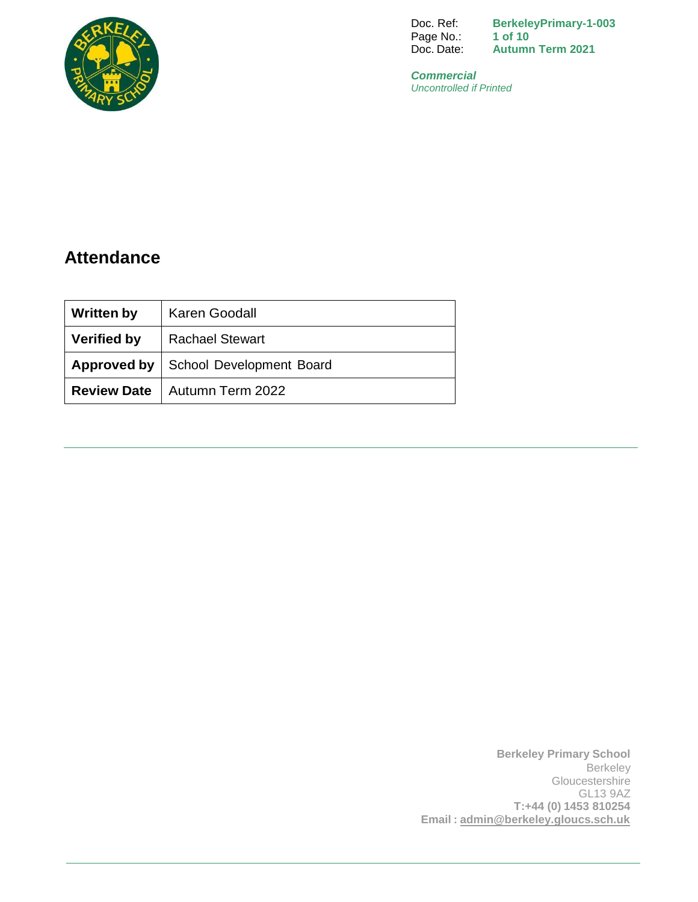Doc. Ref: **BerkeleyPrimary-1-003**
Doc. Date: **Autumn Term 2021**

***Commercial***
*Uncontrolled if Printed*

# Attendance

| | |
|---|---|
| **Written by** | Karen Goodall |
| **Verified by** | Rachael Stewart |
| **Approved by** | School Development Board |
| **Review Date** | Autumn Term 2022 |

**Berkeley Primary School**
Berkeley
Gloucestershire
GL13 9AZ
**T:+44 (0) 1453 810254**
**Email : admin@berkeley.gloucs.sch.uk**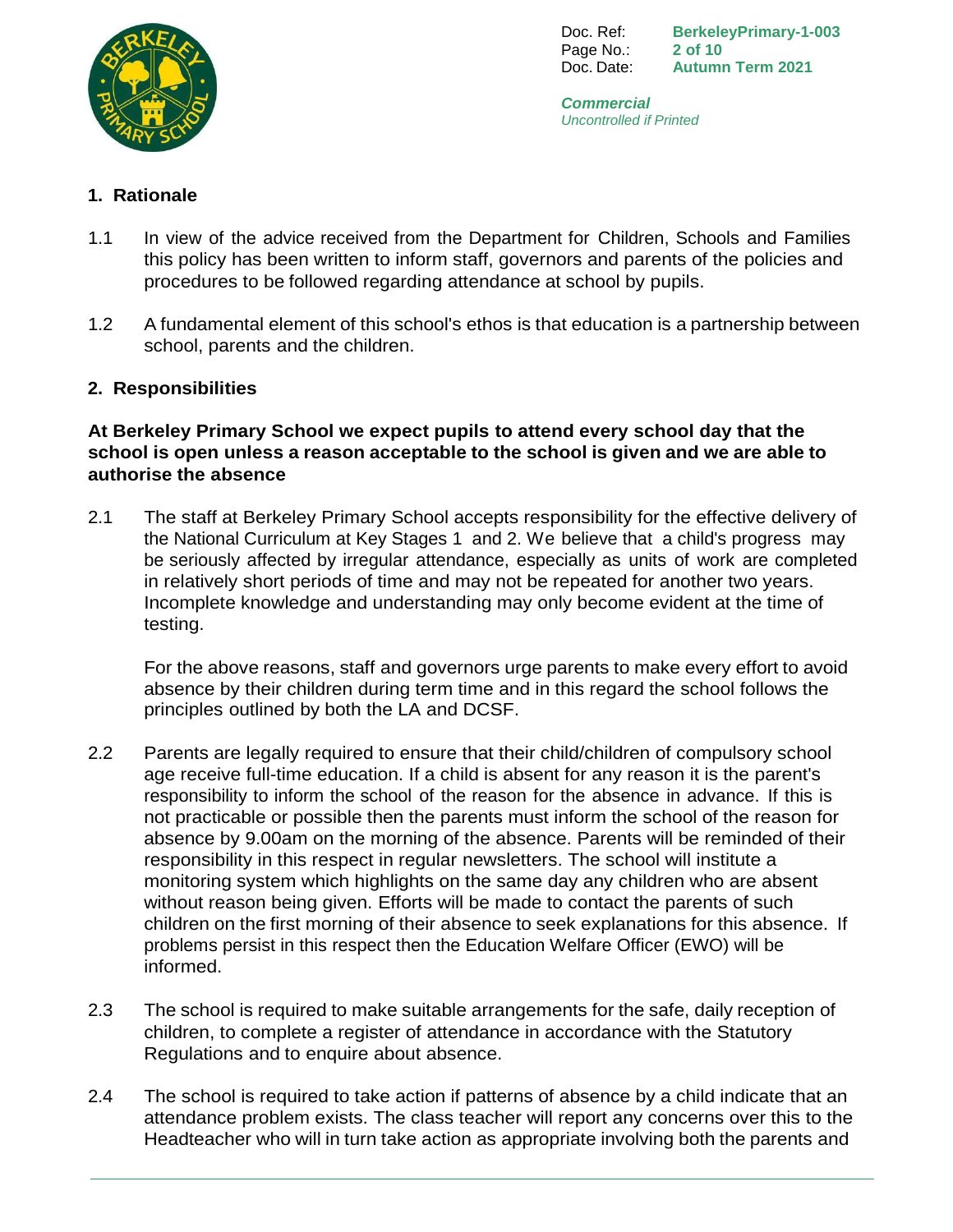## 1. Rationale

1.1 In view of the advice received from the Department for Children, Schools and Families this policy has been written to inform staff, governors and parents of the policies and procedures to be followed regarding attendance at school by pupils.

1.2 A fundamental element of this school's ethos is that education is a partnership between school, parents and the children.

## 2. Responsibilities

**At Berkeley Primary School we expect pupils to attend every school day that the school is open unless a reason acceptable to the school is given and we are able to authorise the absence**

2.1 The staff at Berkeley Primary School accepts responsibility for the effective delivery of the National Curriculum at Key Stages 1 and 2. We believe that a child's progress may be seriously affected by irregular attendance, especially as units of work are completed in relatively short periods of time and may not be repeated for another two years. Incomplete knowledge and understanding may only become evident at the time of testing.

For the above reasons, staff and governors urge parents to make every effort to avoid absence by their children during term time and in this regard the school follows the principles outlined by both the LA and DCSF.

2.2 Parents are legally required to ensure that their child/children of compulsory school age receive full-time education. If a child is absent for any reason it is the parent's responsibility to inform the school of the reason for the absence in advance. If this is not practicable or possible then the parents must inform the school of the reason for absence by 9.00am on the morning of the absence. Parents will be reminded of their responsibility in this respect in regular newsletters. The school will institute a monitoring system which highlights on the same day any children who are absent without reason being given. Efforts will be made to contact the parents of such children on the first morning of their absence to seek explanations for this absence. If problems persist in this respect then the Education Welfare Officer (EWO) will be informed.

2.3 The school is required to make suitable arrangements for the safe, daily reception of children, to complete a register of attendance in accordance with the Statutory Regulations and to enquire about absence.

2.4 The school is required to take action if patterns of absence by a child indicate that an attendance problem exists. The class teacher will report any concerns over this to the Headteacher who will in turn take action as appropriate involving both the parents and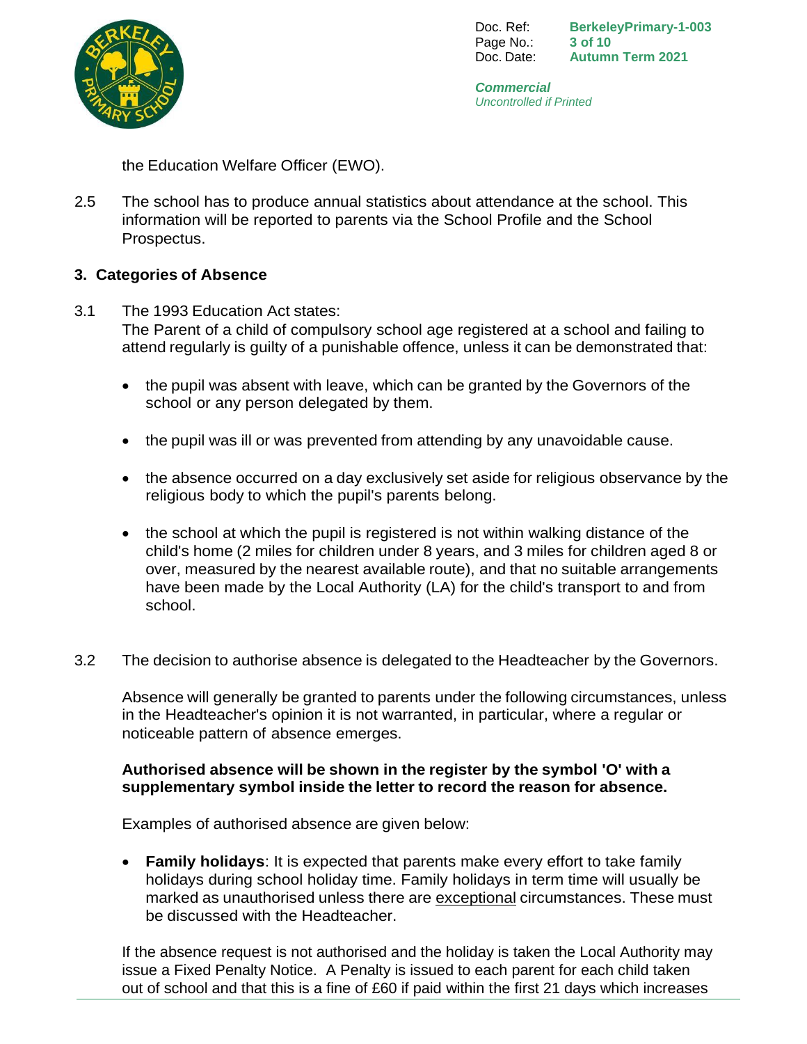the Education Welfare Officer (EWO).

2.5 The school has to produce annual statistics about attendance at the school. This information will be reported to parents via the School Profile and the School Prospectus.

## 3. Categories of Absence

3.1 The 1993 Education Act states:
The Parent of a child of compulsory school age registered at a school and failing to attend regularly is guilty of a punishable offence, unless it can be demonstrated that:

- the pupil was absent with leave, which can be granted by the Governors of the school or any person delegated by them.
- the pupil was ill or was prevented from attending by any unavoidable cause.
- the absence occurred on a day exclusively set aside for religious observance by the religious body to which the pupil's parents belong.
- the school at which the pupil is registered is not within walking distance of the child's home (2 miles for children under 8 years, and 3 miles for children aged 8 or over, measured by the nearest available route), and that no suitable arrangements have been made by the Local Authority (LA) for the child's transport to and from school.

3.2 The decision to authorise absence is delegated to the Headteacher by the Governors.

Absence will generally be granted to parents under the following circumstances, unless in the Headteacher's opinion it is not warranted, in particular, where a regular or noticeable pattern of absence emerges.

**Authorised absence will be shown in the register by the symbol 'O' with a supplementary symbol inside the letter to record the reason for absence.**

Examples of authorised absence are given below:

- **Family holidays**: It is expected that parents make every effort to take family holidays during school holiday time. Family holidays in term time will usually be marked as unauthorised unless there are exceptional circumstances. These must be discussed with the Headteacher.

If the absence request is not authorised and the holiday is taken the Local Authority may issue a Fixed Penalty Notice. A Penalty is issued to each parent for each child taken out of school and that this is a fine of £60 if paid within the first 21 days which increases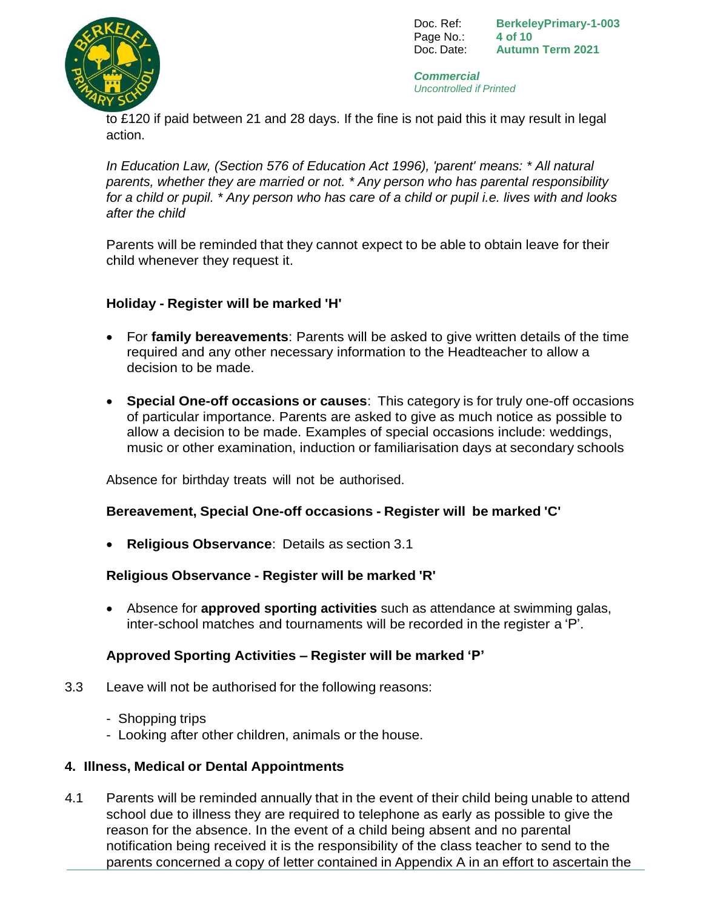to £120 if paid between 21 and 28 days. If the fine is not paid this it may result in legal action.

*In Education Law, (Section 576 of Education Act 1996), 'parent' means: * All natural parents, whether they are married or not. * Any person who has parental responsibility for a child or pupil. * Any person who has care of a child or pupil i.e. lives with and looks after the child*

Parents will be reminded that they cannot expect to be able to obtain leave for their child whenever they request it.

**Holiday - Register will be marked 'H'**

- For **family bereavements**: Parents will be asked to give written details of the time required and any other necessary information to the Headteacher to allow a decision to be made.

- **Special One-off occasions or causes**: This category is for truly one-off occasions of particular importance. Parents are asked to give as much notice as possible to allow a decision to be made. Examples of special occasions include: weddings, music or other examination, induction or familiarisation days at secondary schools

Absence for birthday treats will not be authorised.

**Bereavement, Special One-off occasions - Register will be marked 'C'**

- **Religious Observance**: Details as section 3.1

**Religious Observance - Register will be marked 'R'**

- Absence for **approved sporting activities** such as attendance at swimming galas, inter-school matches and tournaments will be recorded in the register a 'P'.

**Approved Sporting Activities – Register will be marked 'P'**

3.3 Leave will not be authorised for the following reasons:

- Shopping trips
- Looking after other children, animals or the house.

## 4. Illness, Medical or Dental Appointments

4.1 Parents will be reminded annually that in the event of their child being unable to attend school due to illness they are required to telephone as early as possible to give the reason for the absence. In the event of a child being absent and no parental notification being received it is the responsibility of the class teacher to send to the parents concerned a copy of letter contained in Appendix A in an effort to ascertain the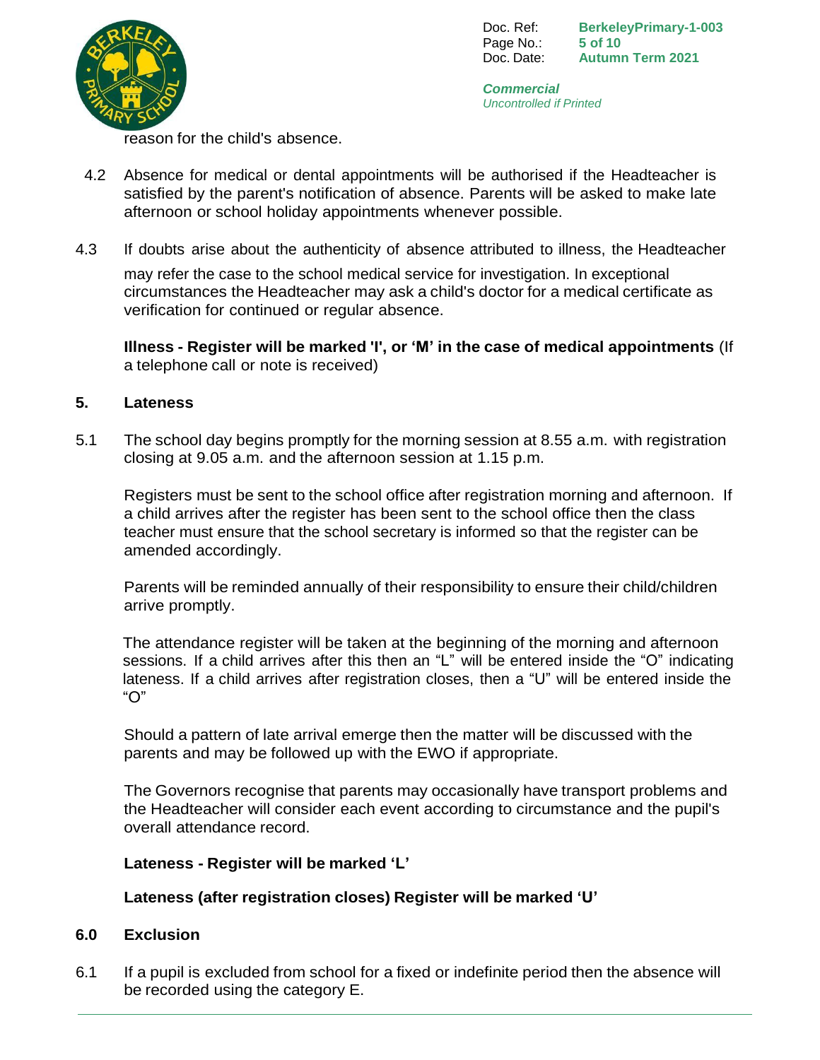reason for the child's absence.

4.2 Absence for medical or dental appointments will be authorised if the Headteacher is satisfied by the parent's notification of absence. Parents will be asked to make late afternoon or school holiday appointments whenever possible.

4.3 If doubts arise about the authenticity of absence attributed to illness, the Headteacher may refer the case to the school medical service for investigation. In exceptional circumstances the Headteacher may ask a child's doctor for a medical certificate as verification for continued or regular absence.

**Illness - Register will be marked 'I', or 'M' in the case of medical appointments** (If a telephone call or note is received)

## 5. Lateness

5.1 The school day begins promptly for the morning session at 8.55 a.m. with registration closing at 9.05 a.m. and the afternoon session at 1.15 p.m.

Registers must be sent to the school office after registration morning and afternoon. If a child arrives after the register has been sent to the school office then the class teacher must ensure that the school secretary is informed so that the register can be amended accordingly.

Parents will be reminded annually of their responsibility to ensure their child/children arrive promptly.

The attendance register will be taken at the beginning of the morning and afternoon sessions. If a child arrives after this then an "L" will be entered inside the "O" indicating lateness. If a child arrives after registration closes, then a "U" will be entered inside the "O"

Should a pattern of late arrival emerge then the matter will be discussed with the parents and may be followed up with the EWO if appropriate.

The Governors recognise that parents may occasionally have transport problems and the Headteacher will consider each event according to circumstance and the pupil's overall attendance record.

**Lateness - Register will be marked 'L'**

**Lateness (after registration closes) Register will be marked 'U'**

## 6.0 Exclusion

6.1 If a pupil is excluded from school for a fixed or indefinite period then the absence will be recorded using the category E.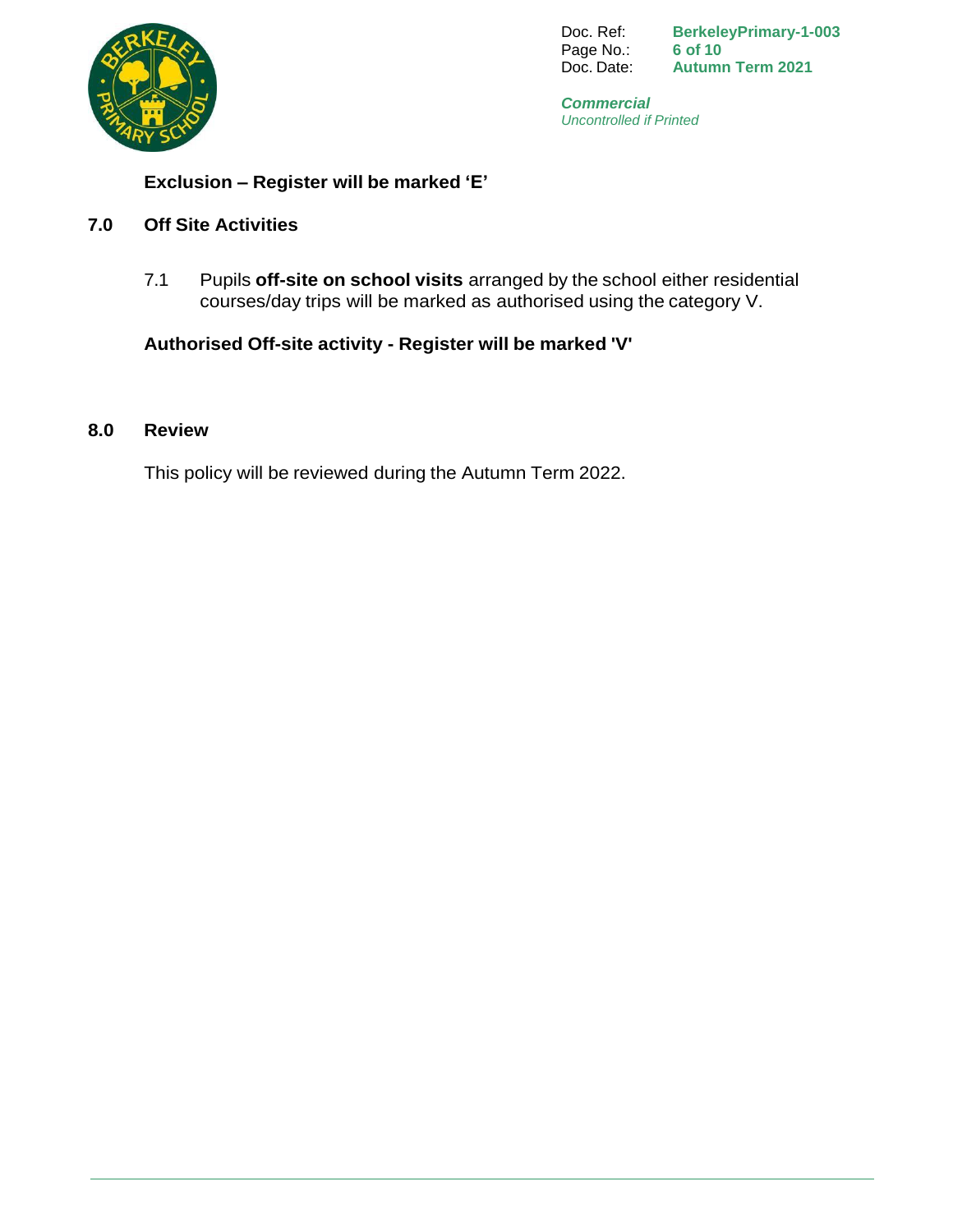**Exclusion – Register will be marked 'E'**

## 7.0 Off Site Activities

7.1 Pupils **off-site on school visits** arranged by the school either residential courses/day trips will be marked as authorised using the category V.

**Authorised Off-site activity - Register will be marked 'V'**

## 8.0 Review

This policy will be reviewed during the Autumn Term 2022.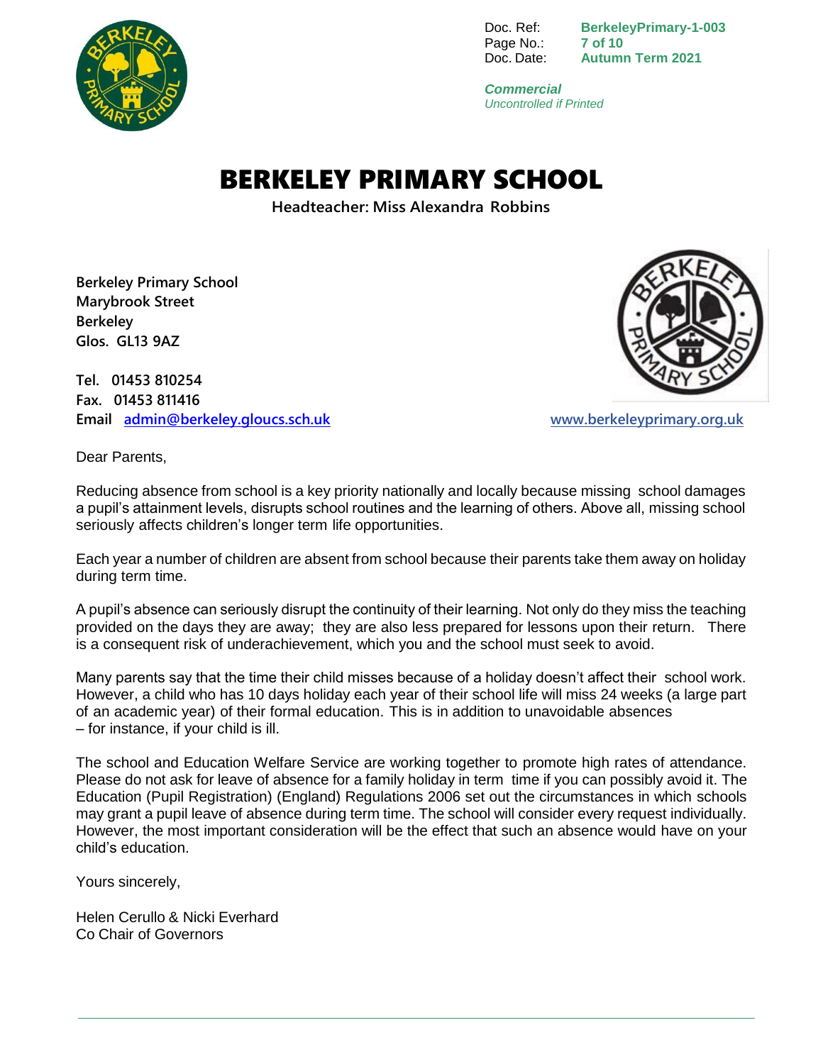# BERKELEY PRIMARY SCHOOL

**Headteacher: Miss Alexandra Robbins**

**Berkeley Primary School**
**Marybrook Street**
**Berkeley**
**Glos. GL13 9AZ**

**Tel. 01453 810254**
**Fax. 01453 811416**
**Email admin@berkeley.gloucs.sch.uk**

www.berkeleyprimary.org.uk

Dear Parents,

Reducing absence from school is a key priority nationally and locally because missing school damages a pupil's attainment levels, disrupts school routines and the learning of others. Above all, missing school seriously affects children's longer term life opportunities.

Each year a number of children are absent from school because their parents take them away on holiday during term time.

A pupil's absence can seriously disrupt the continuity of their learning. Not only do they miss the teaching provided on the days they are away; they are also less prepared for lessons upon their return. There is a consequent risk of underachievement, which you and the school must seek to avoid.

Many parents say that the time their child misses because of a holiday doesn't affect their school work. However, a child who has 10 days holiday each year of their school life will miss 24 weeks (a large part of an academic year) of their formal education. This is in addition to unavoidable absences – for instance, if your child is ill.

The school and Education Welfare Service are working together to promote high rates of attendance. Please do not ask for leave of absence for a family holiday in term time if you can possibly avoid it. The Education (Pupil Registration) (England) Regulations 2006 set out the circumstances in which schools may grant a pupil leave of absence during term time. The school will consider every request individually. However, the most important consideration will be the effect that such an absence would have on your child's education.

Yours sincerely,

Helen Cerullo & Nicki Everhard
Co Chair of Governors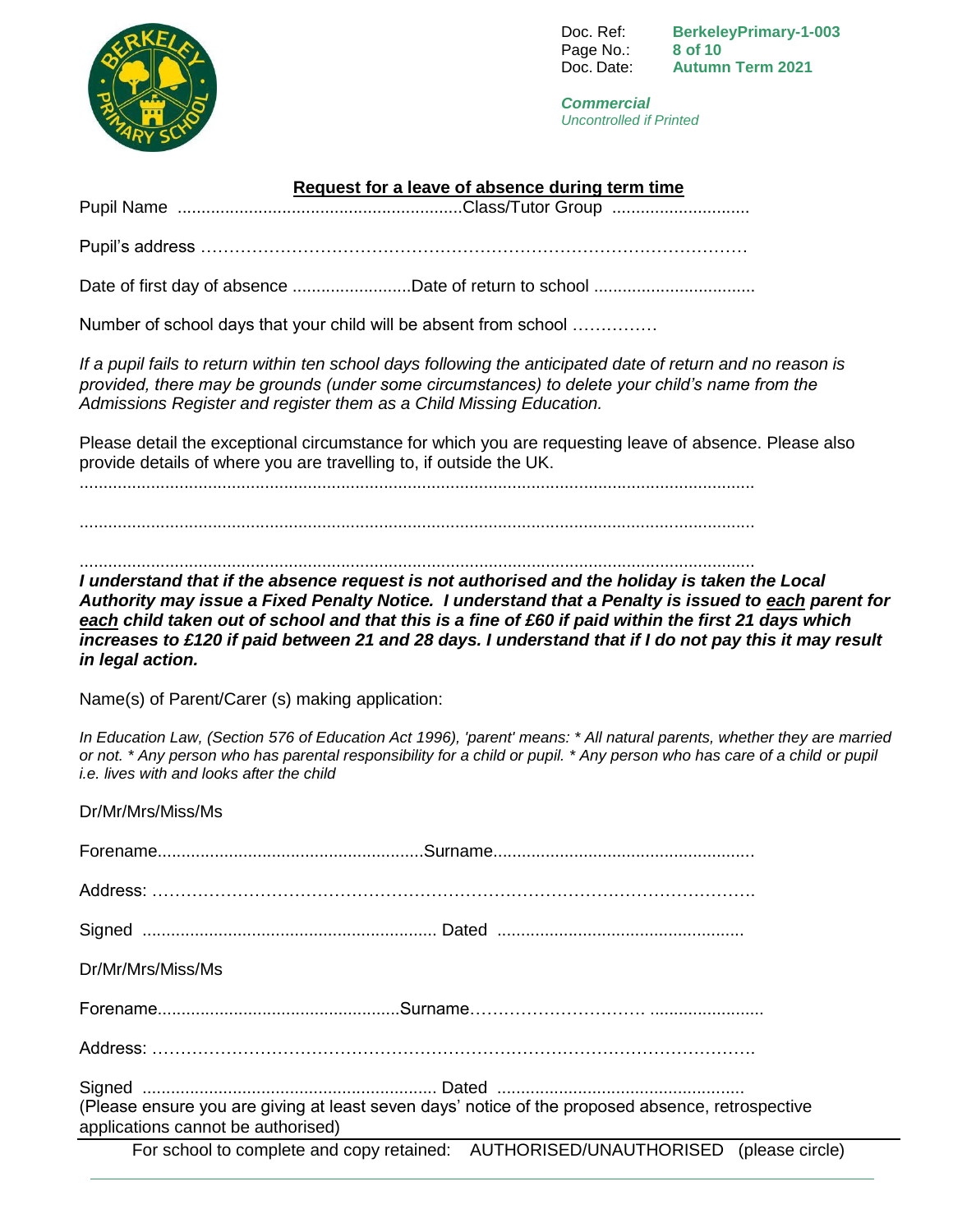## Request for a leave of absence during term time

Pupil Name ............................................................Class/Tutor Group .............................

Pupil's address ……………………………………………………………………………………

Date of first day of absence .........................Date of return to school .................................

Number of school days that your child will be absent from school ……………

*If a pupil fails to return within ten school days following the anticipated date of return and no reason is provided, there may be grounds (under some circumstances) to delete your child's name from the Admissions Register and register them as a Child Missing Education.*

Please detail the exceptional circumstance for which you are requesting leave of absence. Please also provide details of where you are travelling to, if outside the UK.

.............................................................................................................................................

.............................................................................................................................................

.............................................................................................................................................

***I understand that if the absence request is not authorised and the holiday is taken the Local Authority may issue a Fixed Penalty Notice. I understand that a Penalty is issued to each parent for each child taken out of school and that this is a fine of £60 if paid within the first 21 days which increases to £120 if paid between 21 and 28 days. I understand that if I do not pay this it may result in legal action.***

Name(s) of Parent/Carer (s) making application:

*In Education Law, (Section 576 of Education Act 1996), 'parent' means: * All natural parents, whether they are married or not. * Any person who has parental responsibility for a child or pupil. * Any person who has care of a child or pupil i.e. lives with and looks after the child*

Dr/Mr/Mrs/Miss/Ms

Forename.......................................................Surname......................................................

Address: ……………………………………………………………………………………………

Signed ............................................................. Dated ...................................................

Dr/Mr/Mrs/Miss/Ms

Forename..................................................Surname………………………… ........................

Address: ……………………………………………………………………………………………

Signed ............................................................. Dated ...................................................

(Please ensure you are giving at least seven days' notice of the proposed absence, retrospective applications cannot be authorised)

For school to complete and copy retained: AUTHORISED/UNAUTHORISED (please circle)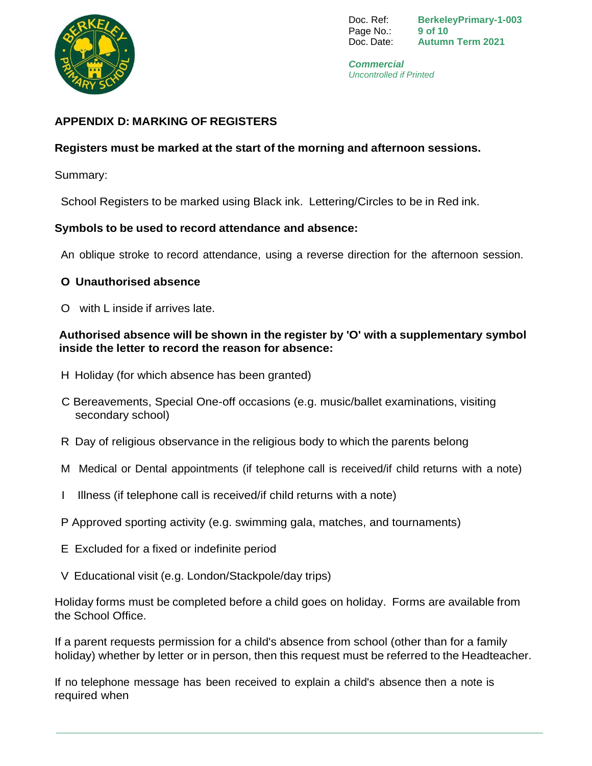## APPENDIX D: MARKING OF REGISTERS

**Registers must be marked at the start of the morning and afternoon sessions.**

Summary:

School Registers to be marked using Black ink. Lettering/Circles to be in Red ink.

**Symbols to be used to record attendance and absence:**

An oblique stroke to record attendance, using a reverse direction for the afternoon session.

**O Unauthorised absence**

O with L inside if arrives late.

**Authorised absence will be shown in the register by 'O' with a supplementary symbol inside the letter to record the reason for absence:**

H Holiday (for which absence has been granted)

C Bereavements, Special One-off occasions (e.g. music/ballet examinations, visiting secondary school)

R Day of religious observance in the religious body to which the parents belong

M Medical or Dental appointments (if telephone call is received/if child returns with a note)

I Illness (if telephone call is received/if child returns with a note)

P Approved sporting activity (e.g. swimming gala, matches, and tournaments)

E Excluded for a fixed or indefinite period

V Educational visit (e.g. London/Stackpole/day trips)

Holiday forms must be completed before a child goes on holiday. Forms are available from the School Office.

If a parent requests permission for a child's absence from school (other than for a family holiday) whether by letter or in person, then this request must be referred to the Headteacher.

If no telephone message has been received to explain a child's absence then a note is required when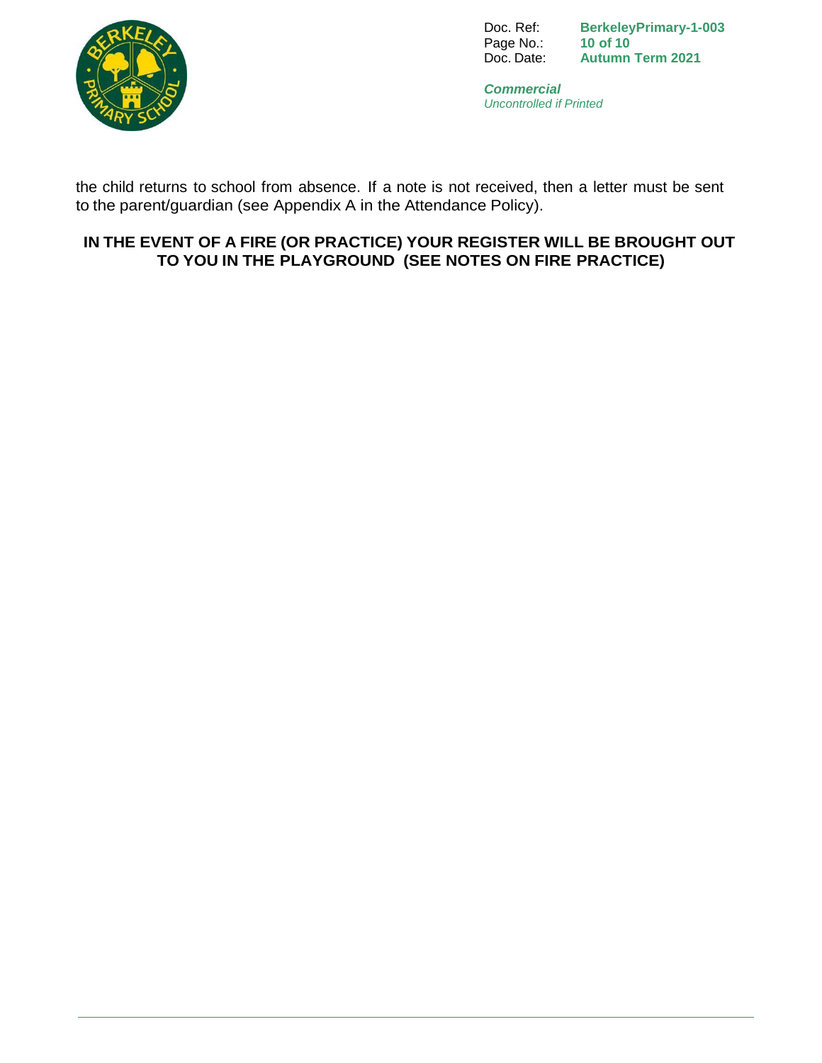the child returns to school from absence. If a note is not received, then a letter must be sent to the parent/guardian (see Appendix A in the Attendance Policy).

**IN THE EVENT OF A FIRE (OR PRACTICE) YOUR REGISTER WILL BE BROUGHT OUT TO YOU IN THE PLAYGROUND (SEE NOTES ON FIRE PRACTICE)**